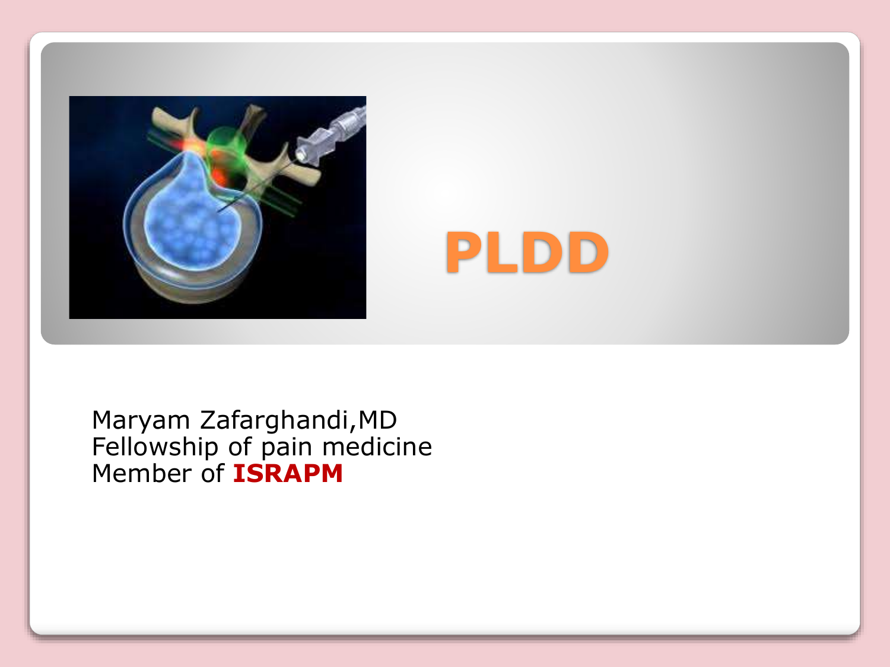# PLDD

Maryam Zafarghandi,MD
Fellowship of pain medicine
Member of **ISRAPM**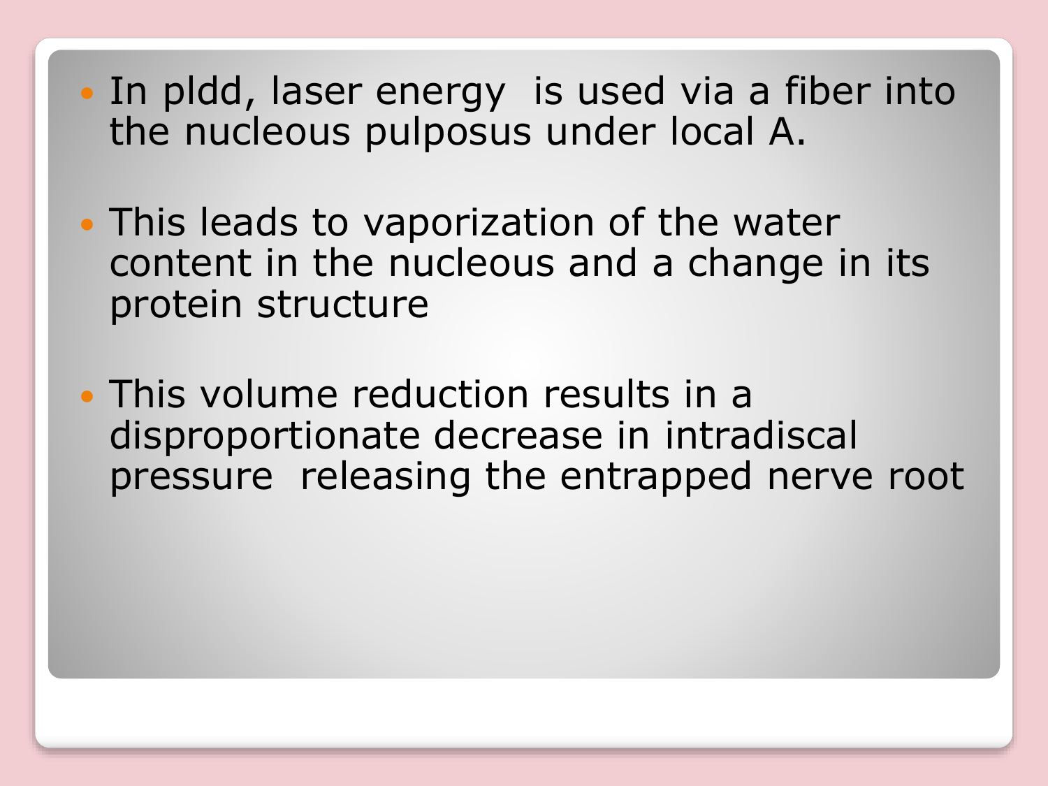- In pldd, laser energy is used via a fiber into the nucleous pulposus under local A.
- This leads to vaporization of the water content in the nucleous and a change in its protein structure
- This volume reduction results in a disproportionate decrease in intradiscal pressure releasing the entrapped nerve root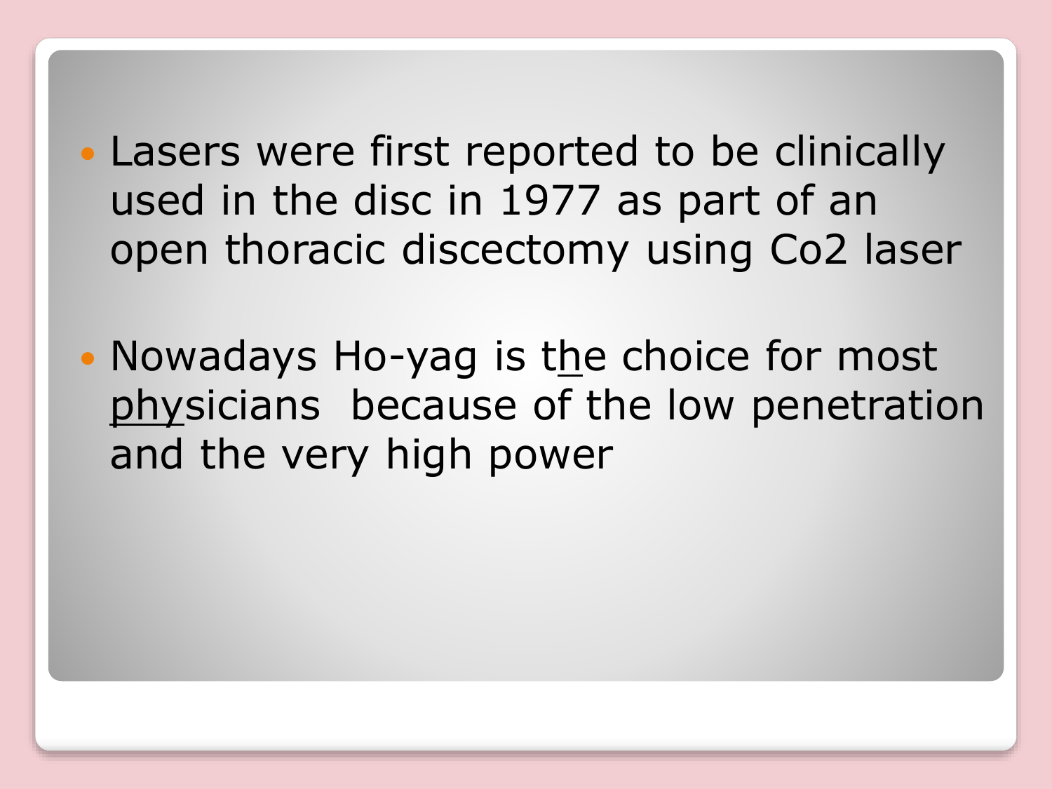- Lasers were first reported to be clinically used in the disc in 1977 as part of an open thoracic discectomy using Co2 laser

- Nowadays Ho-yag is the choice for most physicians because of the low penetration and the very high power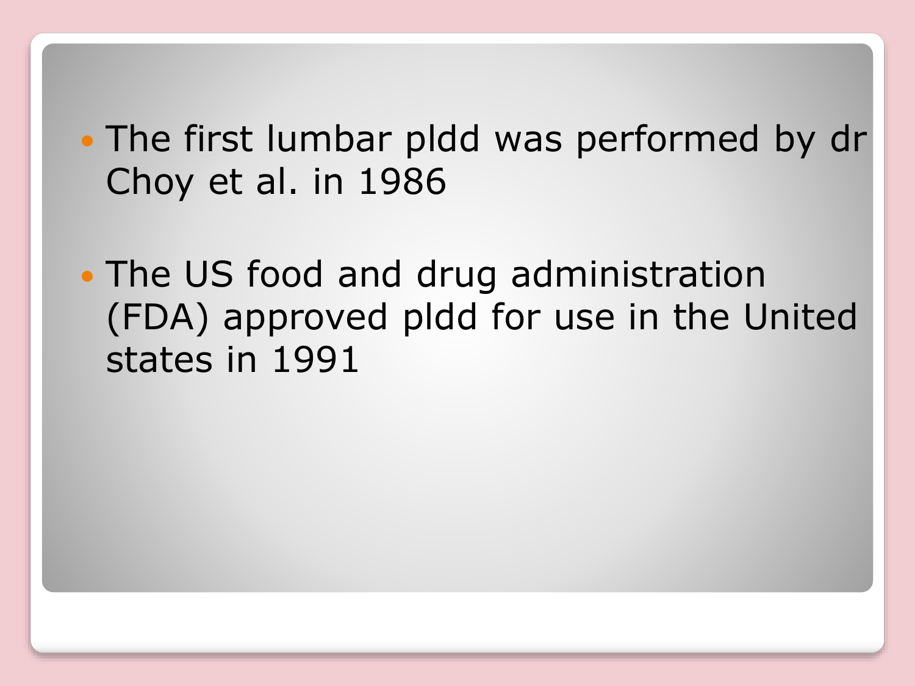- The first lumbar pldd was performed by dr Choy et al. in 1986
- The US food and drug administration (FDA) approved pldd for use in the United states in 1991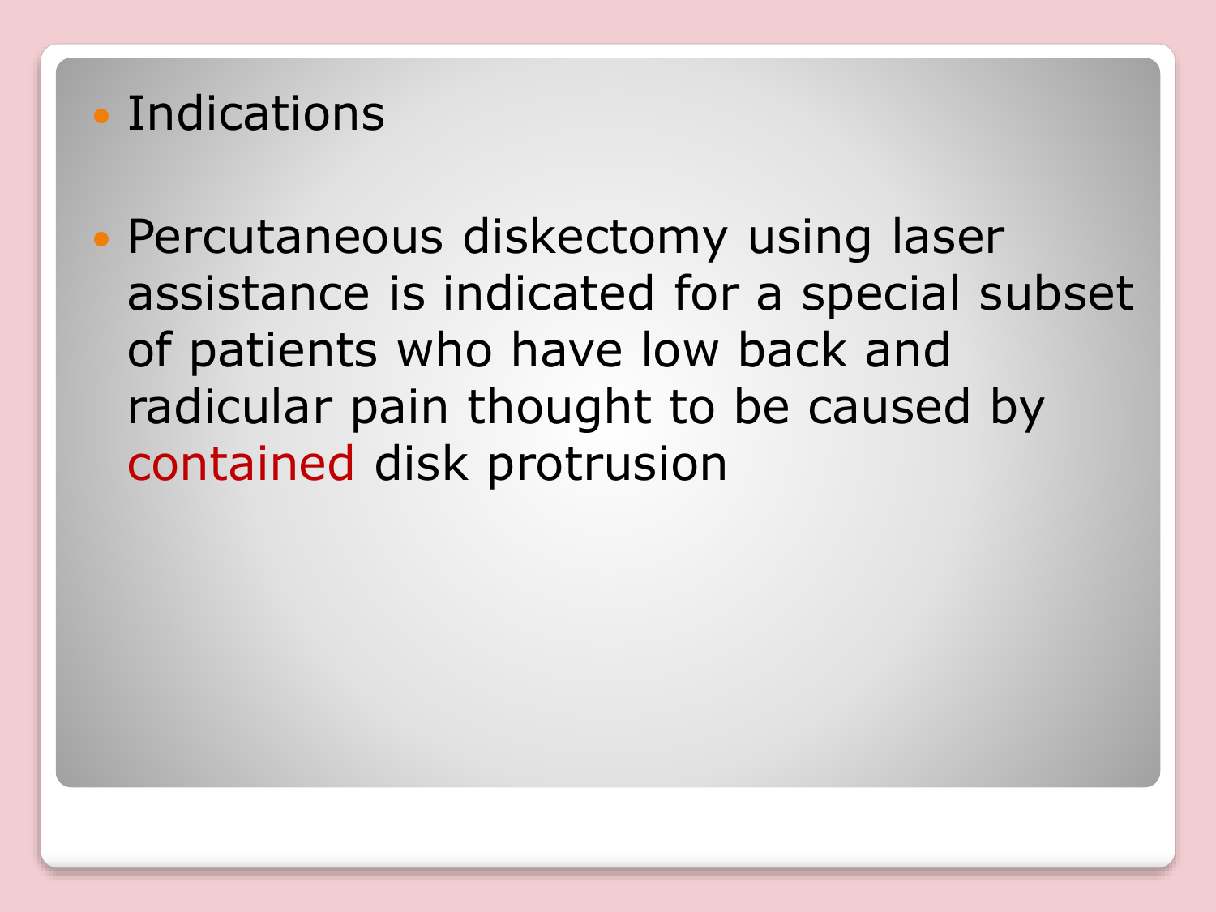- Indications

- Percutaneous diskectomy using laser assistance is indicated for a special subset of patients who have low back and radicular pain thought to be caused by contained disk protrusion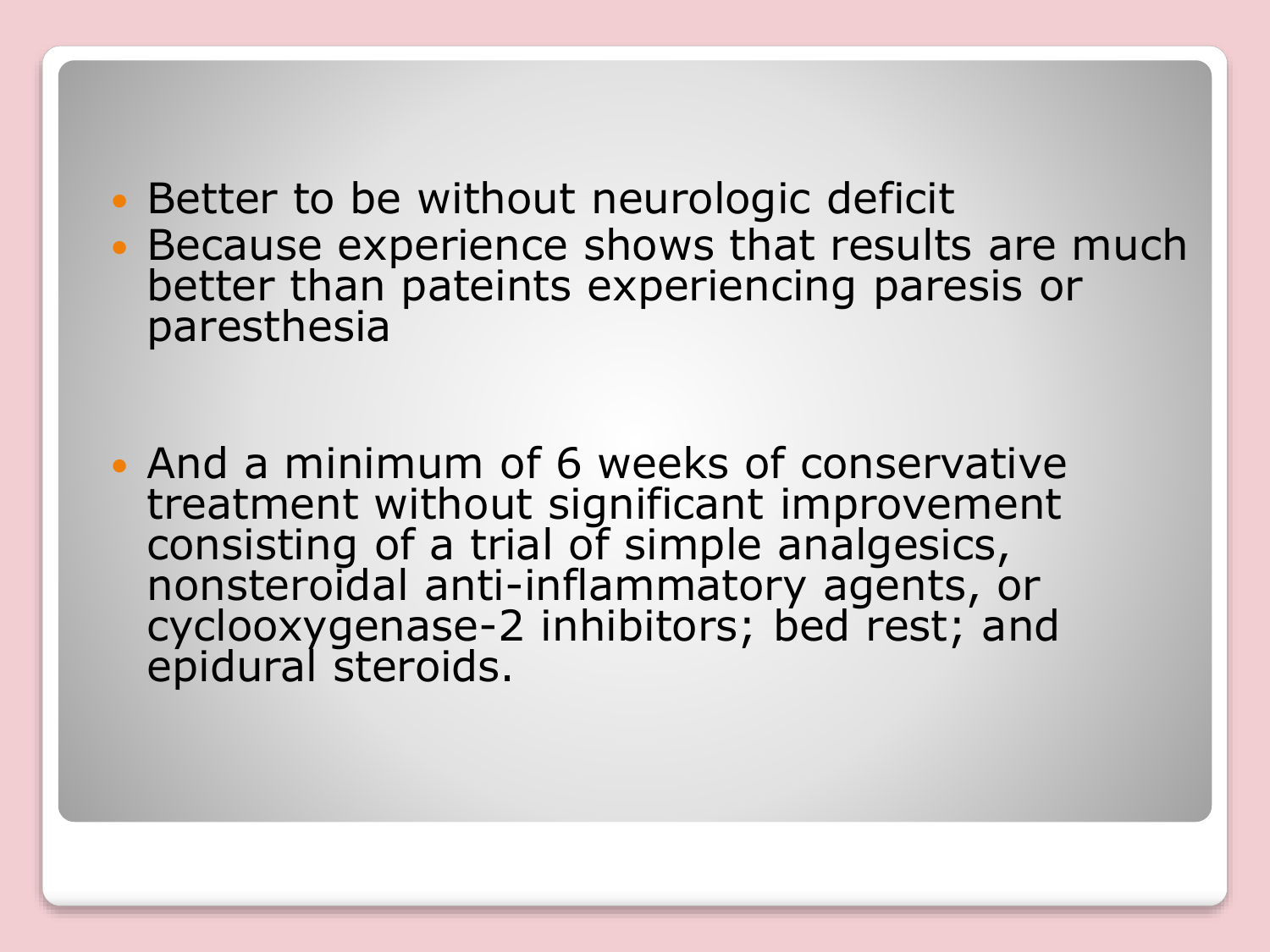- Better to be without neurologic deficit
- Because experience shows that results are much better than pateints experiencing paresis or paresthesia

- And a minimum of 6 weeks of conservative treatment without significant improvement consisting of a trial of simple analgesics, nonsteroidal anti-inflammatory agents, or cyclooxygenase-2 inhibitors; bed rest; and epidural steroids.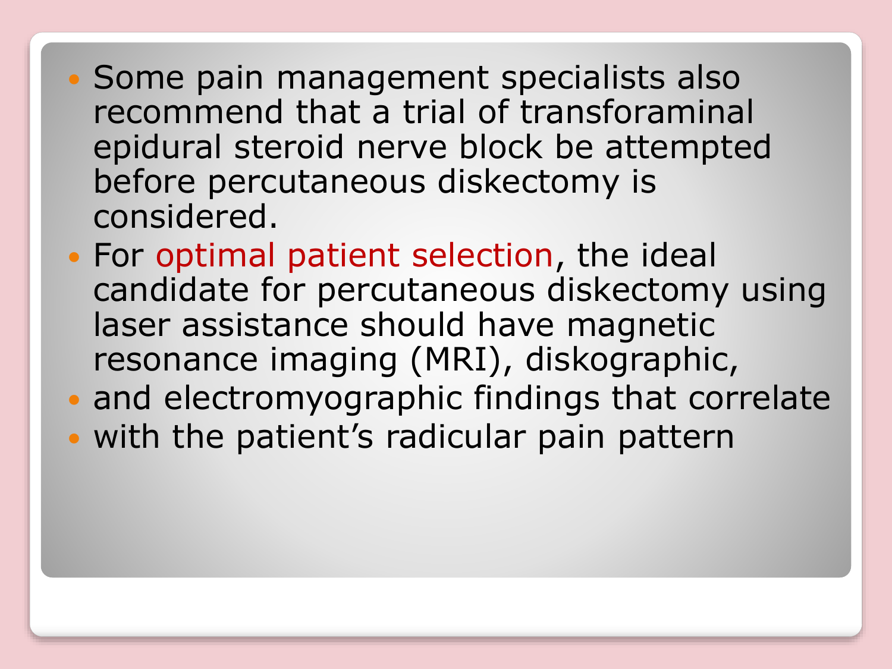- Some pain management specialists also recommend that a trial of transforaminal epidural steroid nerve block be attempted before percutaneous diskectomy is considered.
- For optimal patient selection, the ideal candidate for percutaneous diskectomy using laser assistance should have magnetic resonance imaging (MRI), diskographic,
- and electromyographic findings that correlate
- with the patient’s radicular pain pattern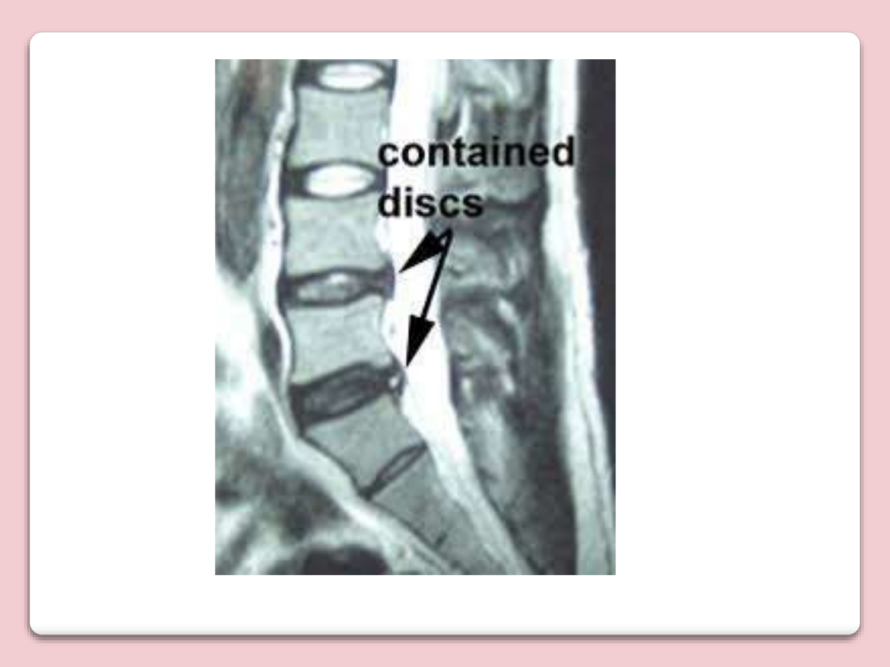contained discs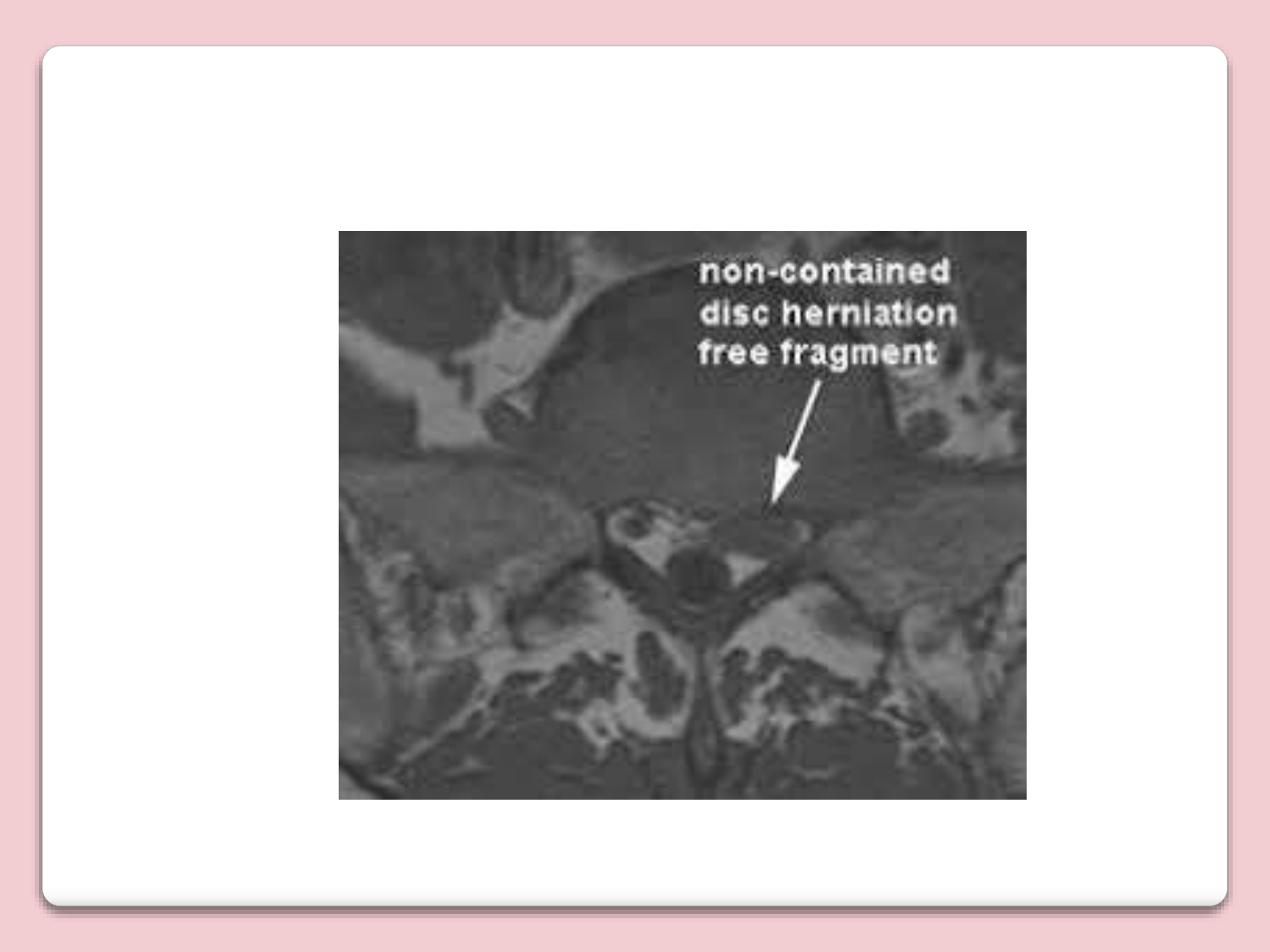non-contained disc herniation free fragment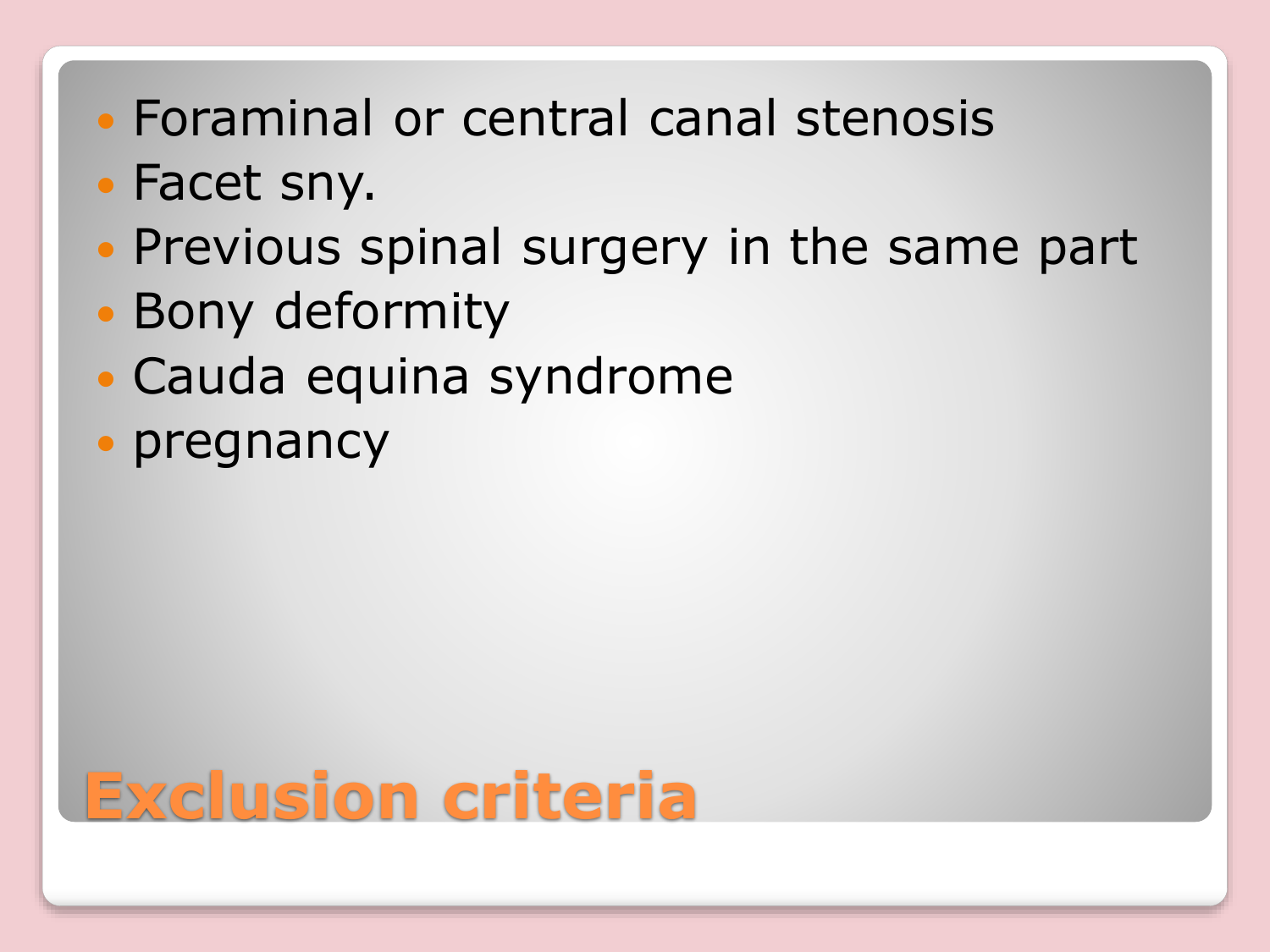# Exclusion criteria

- Foraminal or central canal stenosis
- Facet sny.
- Previous spinal surgery in the same part
- Bony deformity
- Cauda equina syndrome
- pregnancy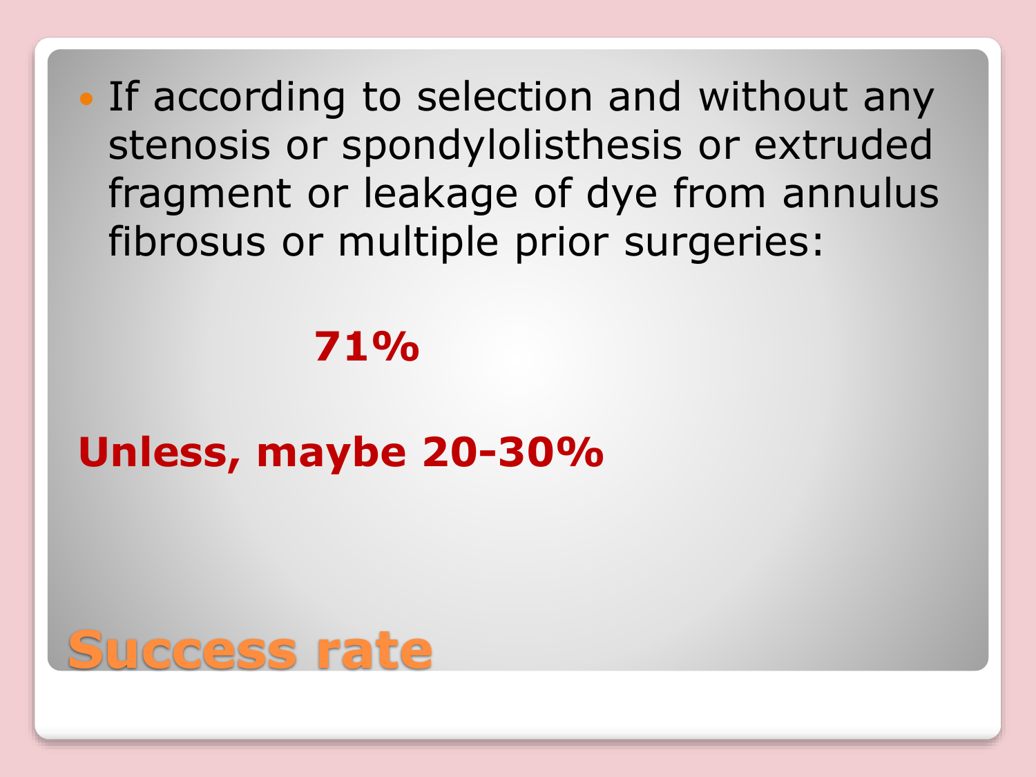# Success rate

- If according to selection and without any stenosis or spondylolisthesis or extruded fragment or leakage of dye from annulus fibrosus or multiple prior surgeries:

**71%**

**Unless, maybe 20-30%**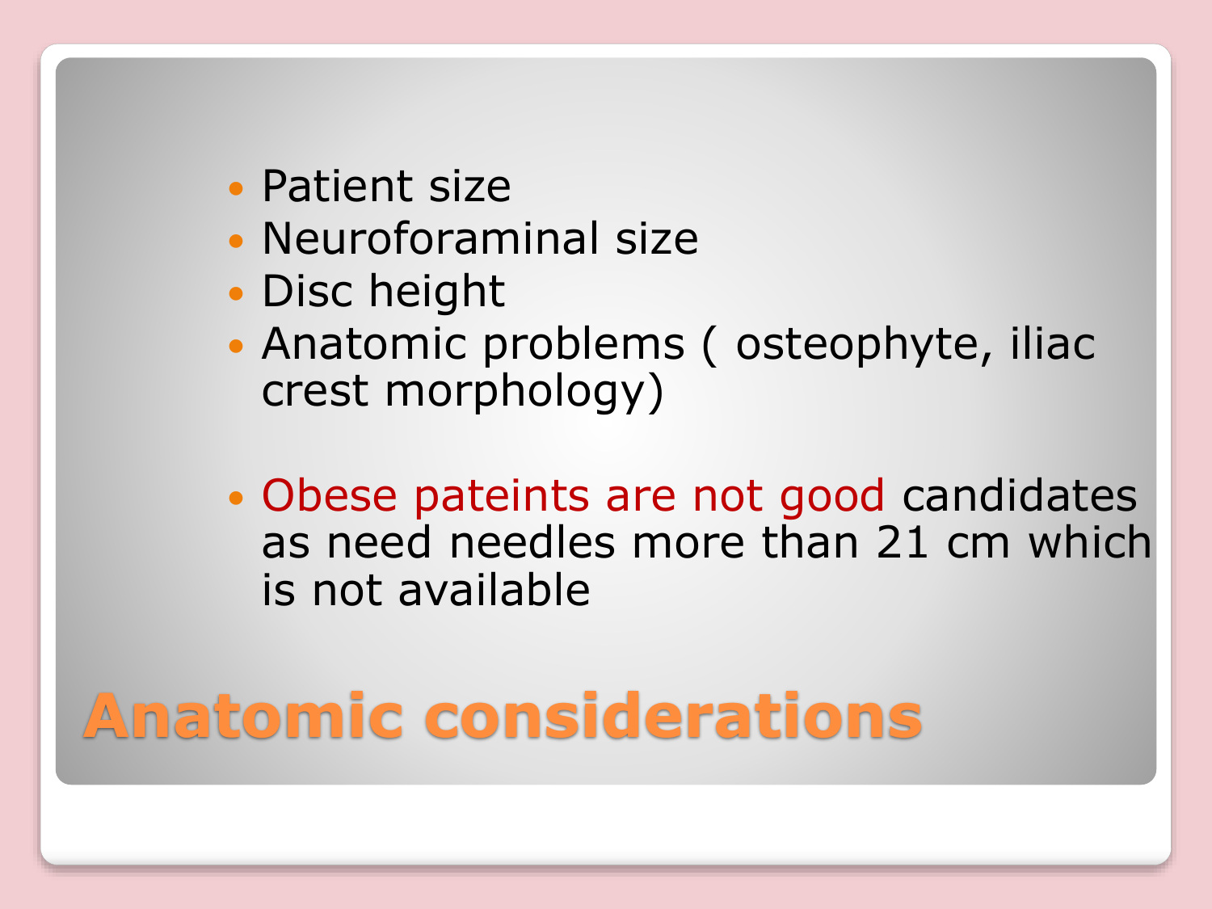# Anatomic considerations

- Patient size
- Neuroforaminal size
- Disc height
- Anatomic problems ( osteophyte, iliac crest morphology)

- Obese pateints are not good candidates as need needles more than 21 cm which is not available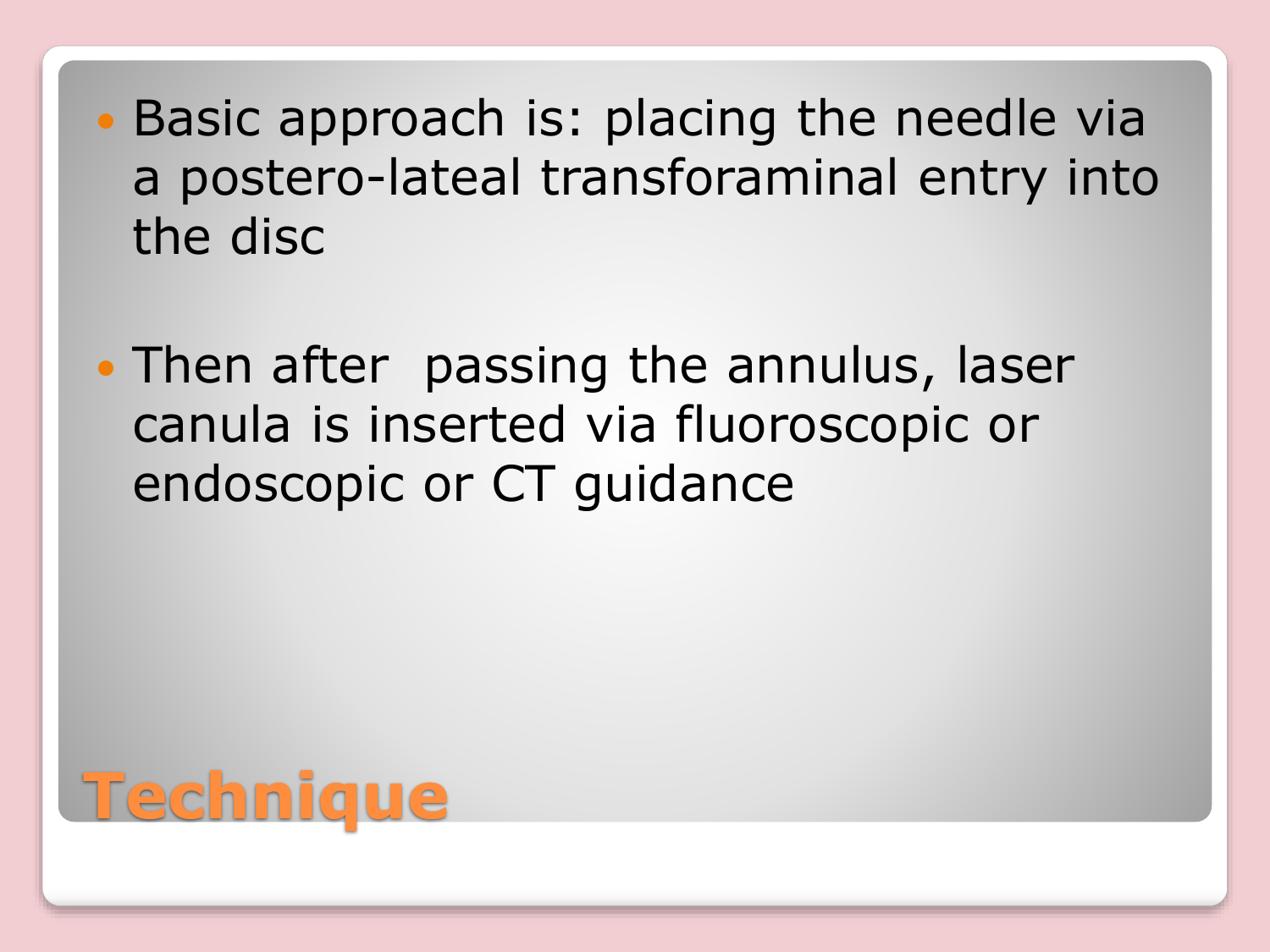# Technique

- Basic approach is: placing the needle via a postero-lateal transforaminal entry into the disc

- Then after  passing the annulus, laser canula is inserted via fluoroscopic or endoscopic or CT guidance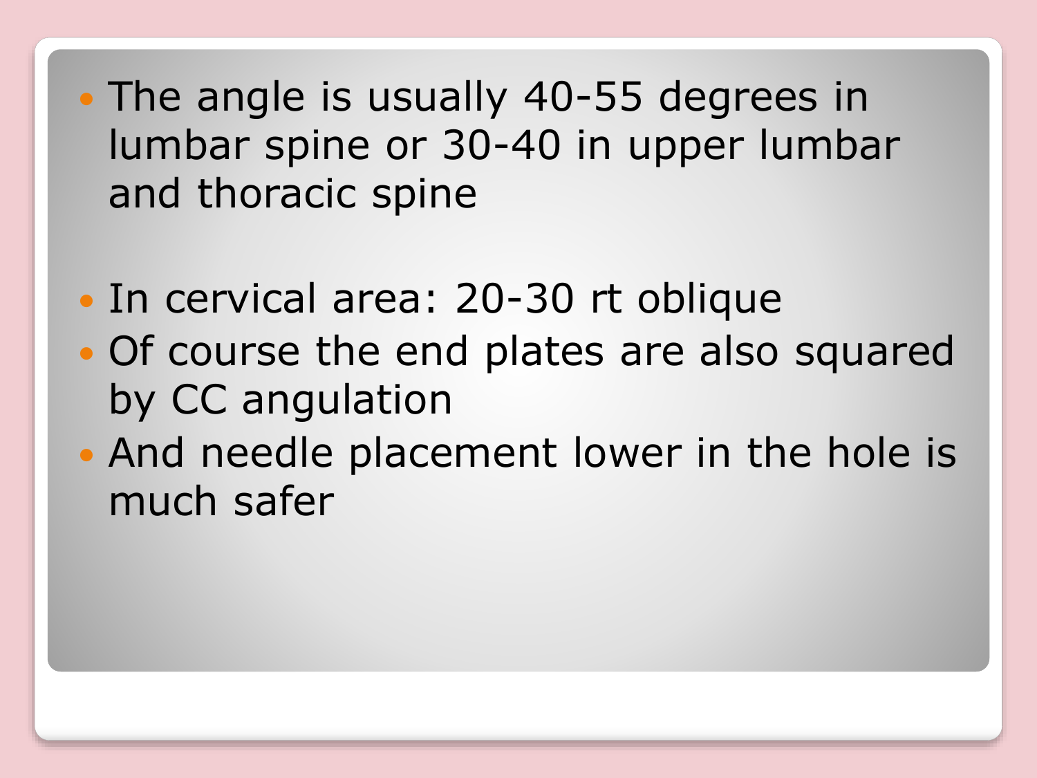- The angle is usually 40-55 degrees in lumbar spine or 30-40 in upper lumbar and thoracic spine

- In cervical area: 20-30 rt oblique
- Of course the end plates are also squared by CC angulation
- And needle placement lower in the hole is much safer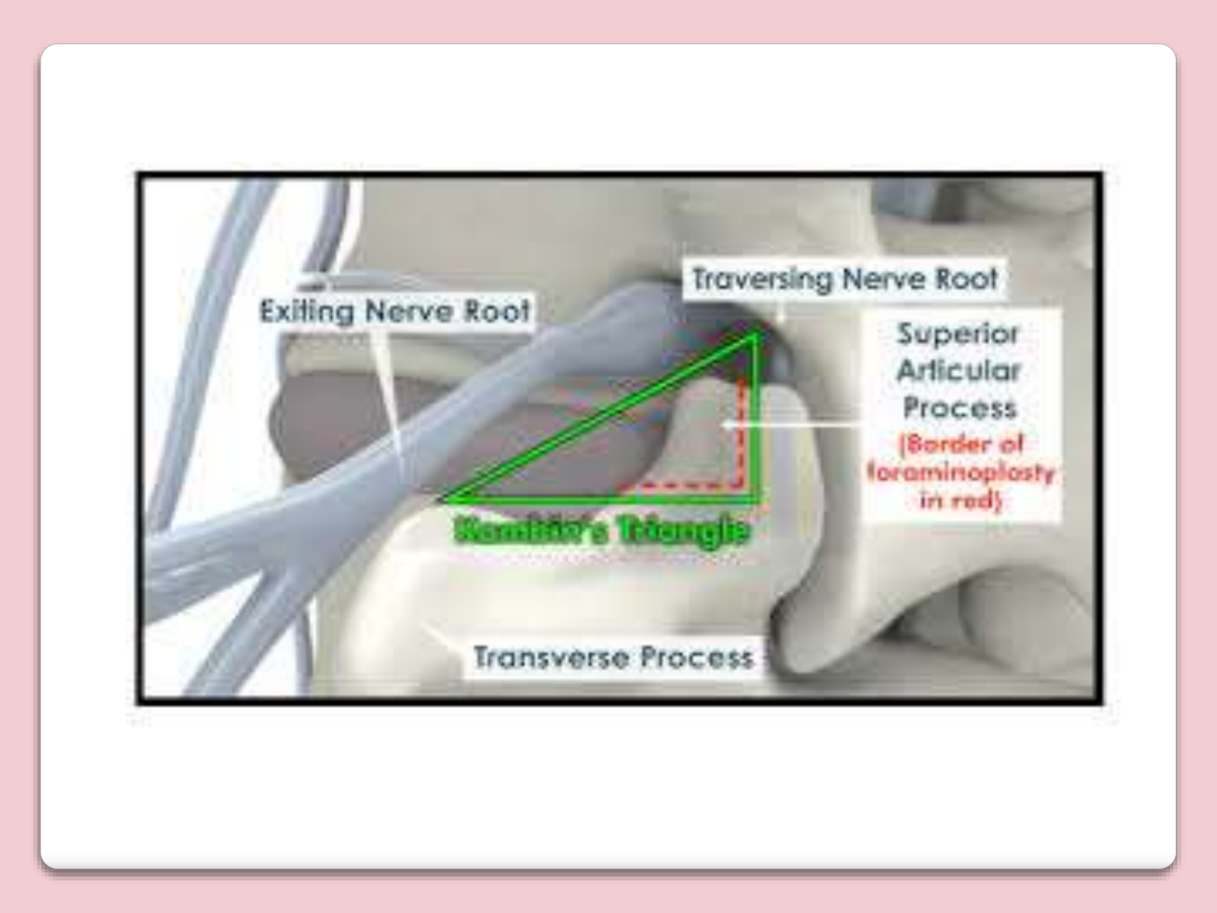Exiting Nerve Root

Traversing Nerve Root

Superior Articular Process (Border of foraminoplasty in red)

Kambin's Triangle

Transverse Process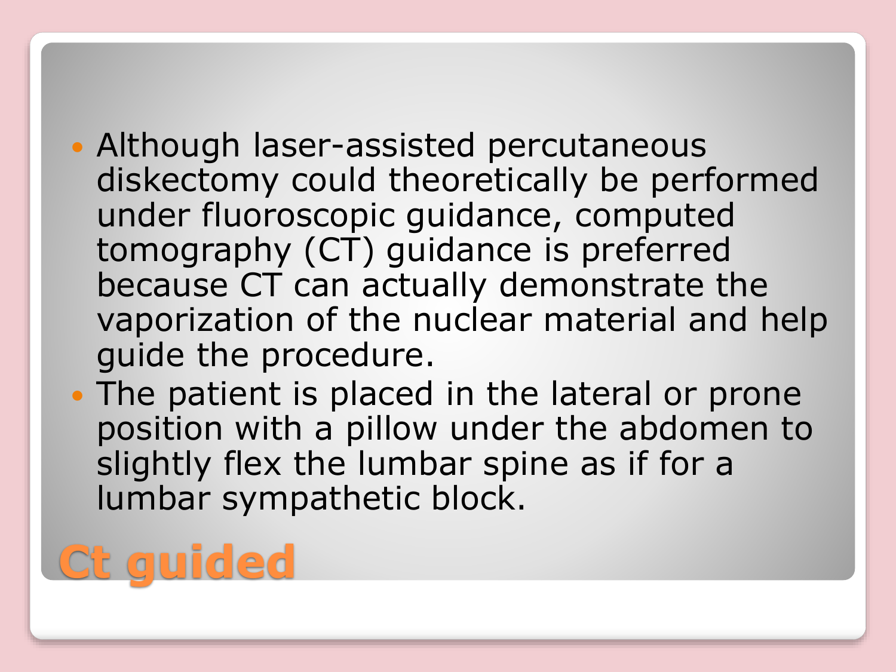# Ct guided

- Although laser-assisted percutaneous diskectomy could theoretically be performed under fluoroscopic guidance, computed tomography (CT) guidance is preferred because CT can actually demonstrate the vaporization of the nuclear material and help guide the procedure.
- The patient is placed in the lateral or prone position with a pillow under the abdomen to slightly flex the lumbar spine as if for a lumbar sympathetic block.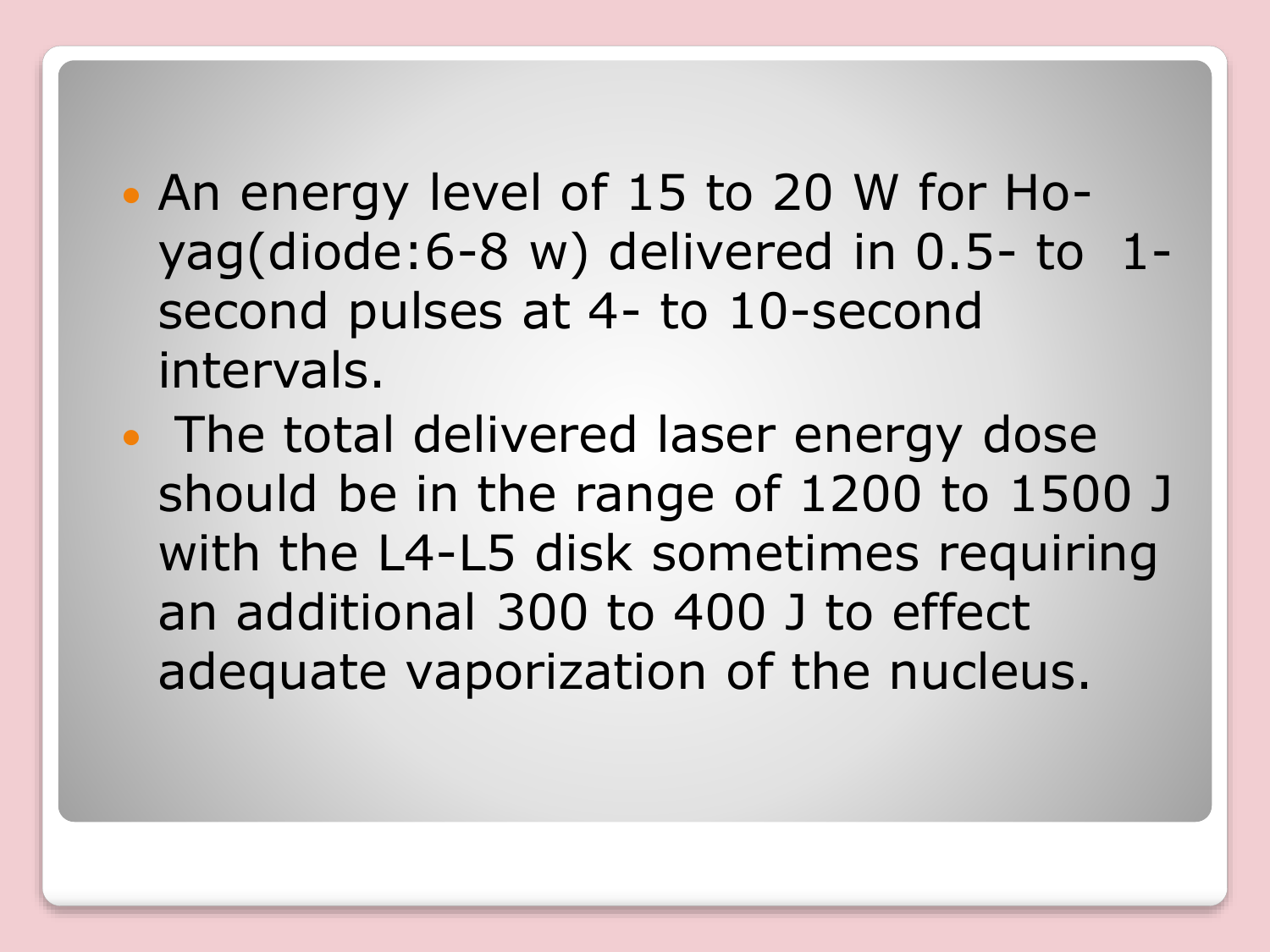- An energy level of 15 to 20 W for Ho-yag(diode:6-8 w) delivered in 0.5- to 1-second pulses at 4- to 10-second intervals.
- The total delivered laser energy dose should be in the range of 1200 to 1500 J with the L4-L5 disk sometimes requiring an additional 300 to 400 J to effect adequate vaporization of the nucleus.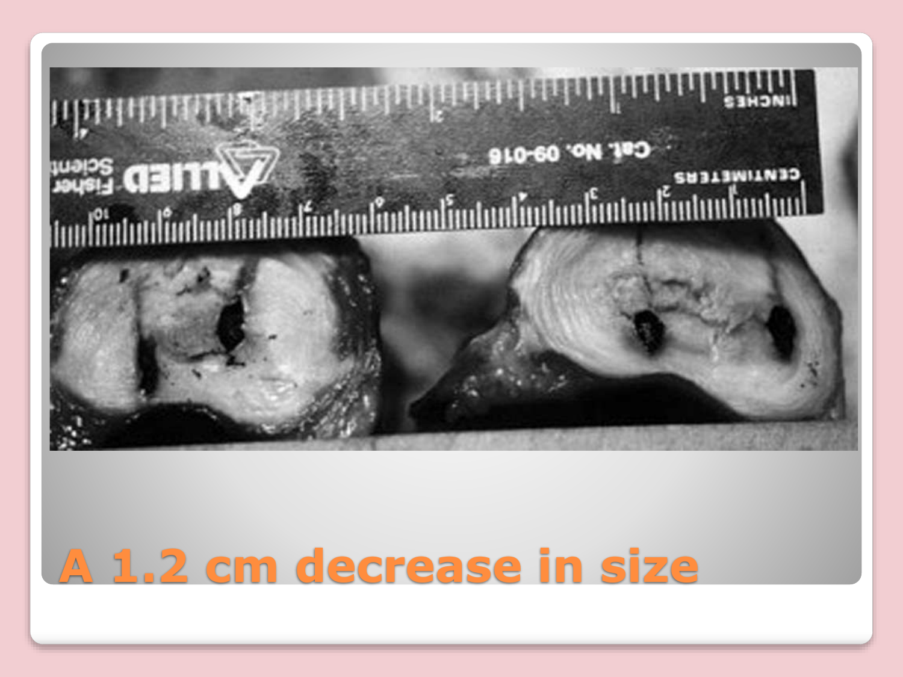# A 1.2 cm decrease in size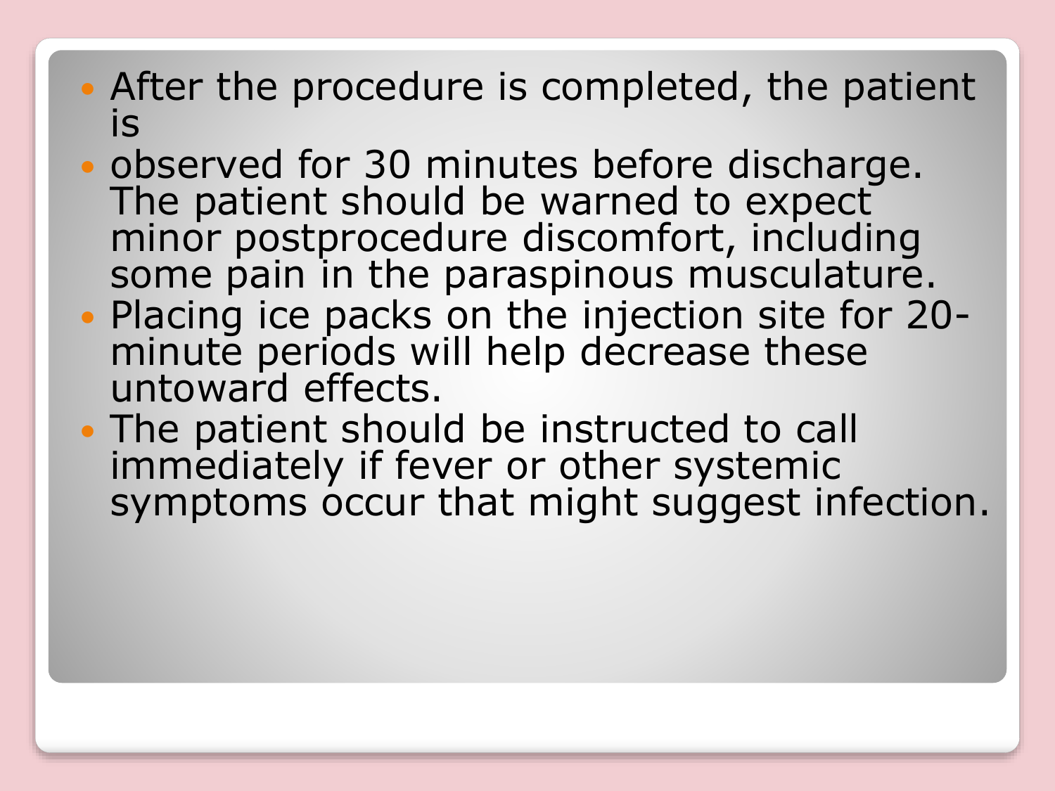- After the procedure is completed, the patient is
- observed for 30 minutes before discharge. The patient should be warned to expect minor postprocedure discomfort, including some pain in the paraspinous musculature.
- Placing ice packs on the injection site for 20-minute periods will help decrease these untoward effects.
- The patient should be instructed to call immediately if fever or other systemic symptoms occur that might suggest infection.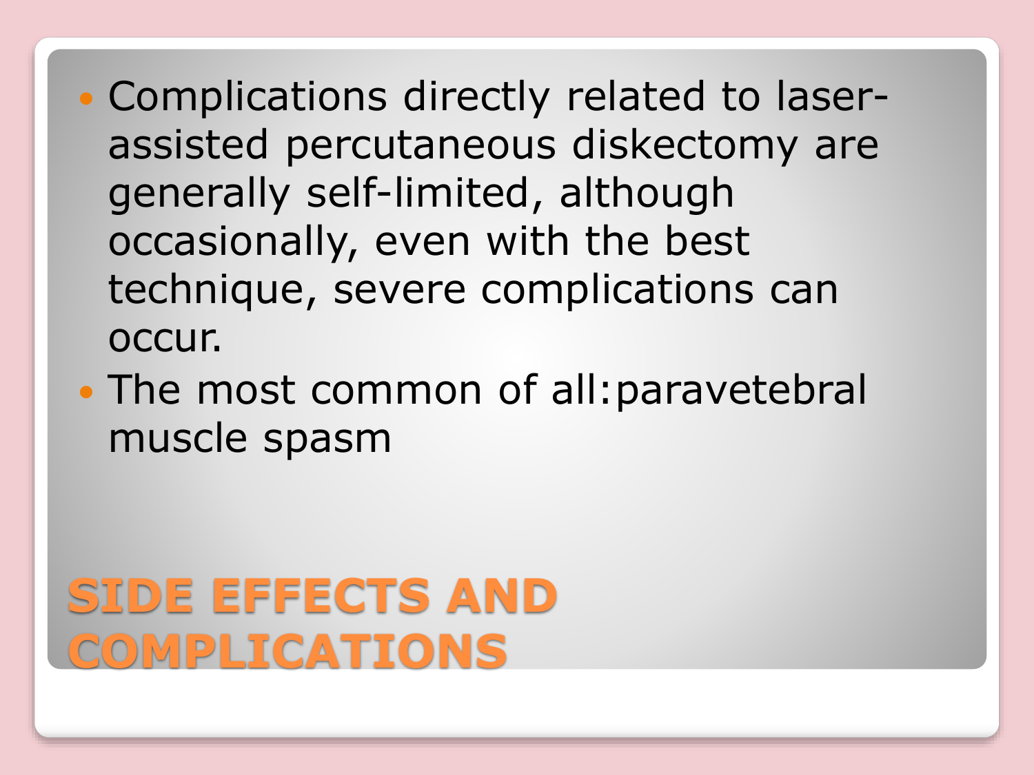## SIDE EFFECTS AND COMPLICATIONS

- Complications directly related to laser-assisted percutaneous diskectomy are generally self-limited, although occasionally, even with the best technique, severe complications can occur.
- The most common of all:paravetebral muscle spasm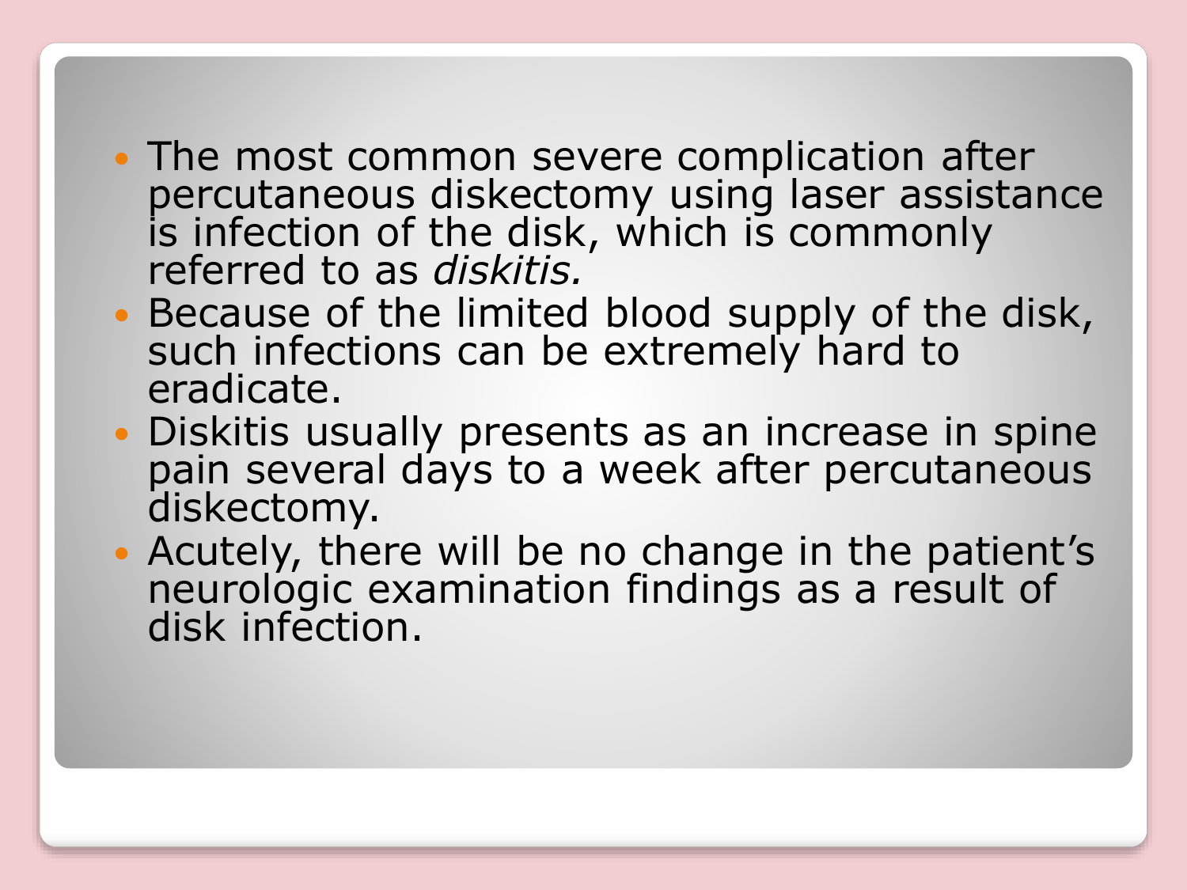- The most common severe complication after percutaneous diskectomy using laser assistance is infection of the disk, which is commonly referred to as *diskitis.*
- Because of the limited blood supply of the disk, such infections can be extremely hard to eradicate.
- Diskitis usually presents as an increase in spine pain several days to a week after percutaneous diskectomy.
- Acutely, there will be no change in the patient's neurologic examination findings as a result of disk infection.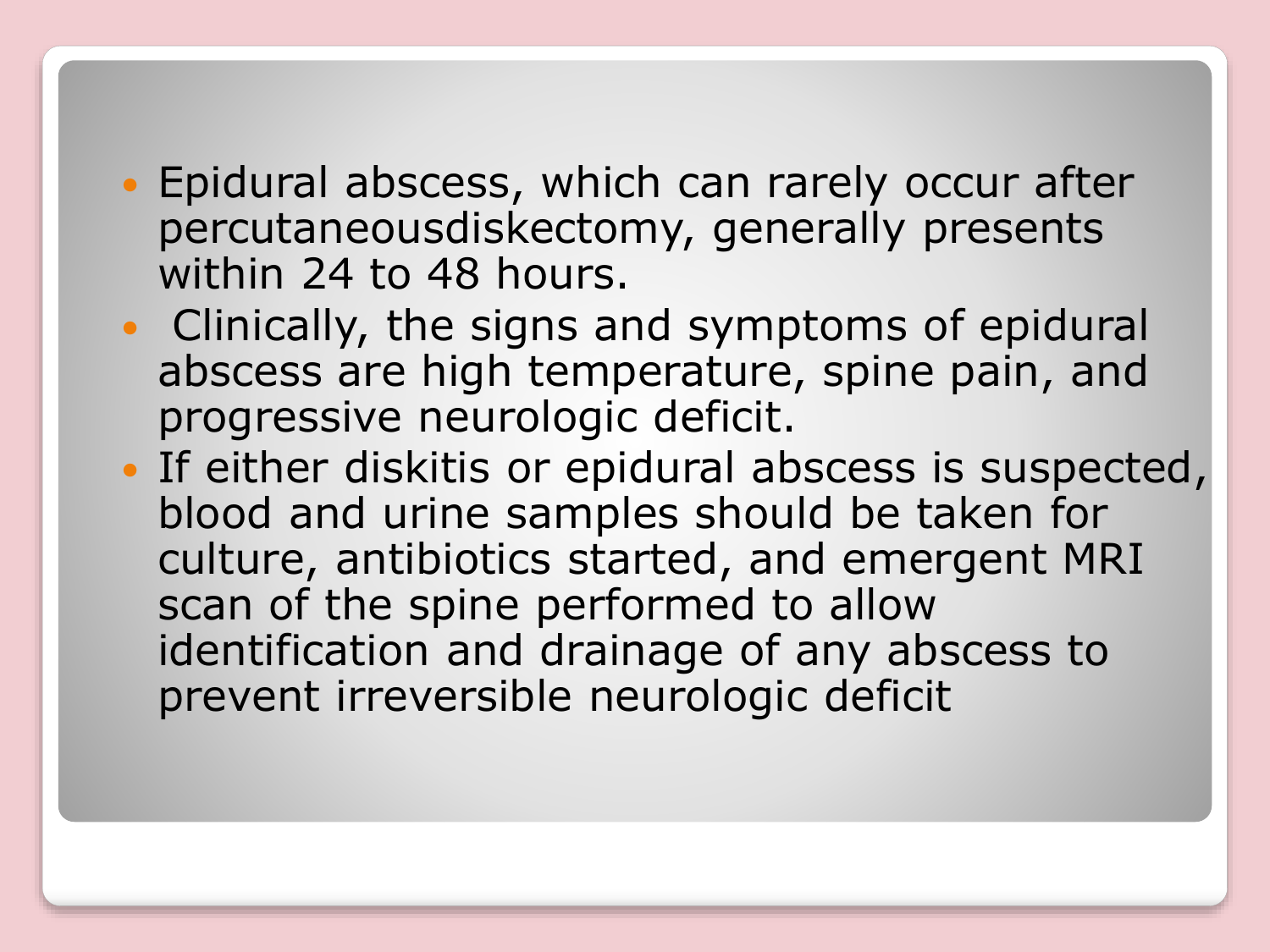- Epidural abscess, which can rarely occur after percutaneousdiskectomy, generally presents within 24 to 48 hours.
- Clinically, the signs and symptoms of epidural abscess are high temperature, spine pain, and progressive neurologic deficit.
- If either diskitis or epidural abscess is suspected, blood and urine samples should be taken for culture, antibiotics started, and emergent MRI scan of the spine performed to allow identification and drainage of any abscess to prevent irreversible neurologic deficit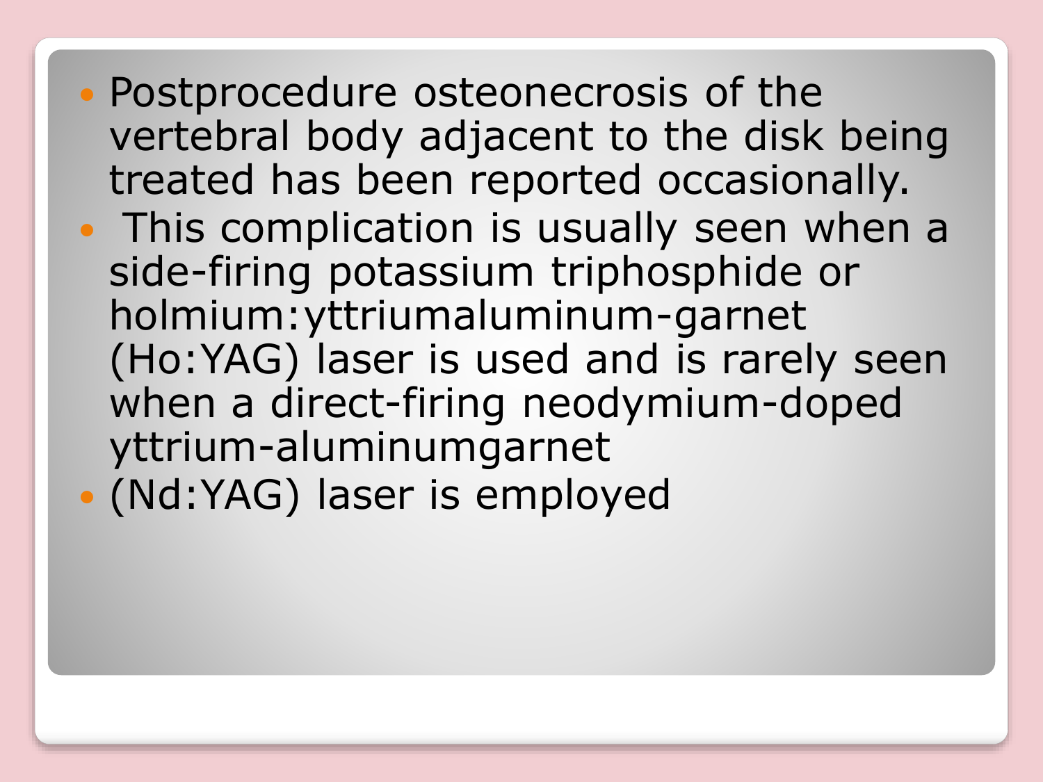- Postprocedure osteonecrosis of the vertebral body adjacent to the disk being treated has been reported occasionally.
- This complication is usually seen when a side-firing potassium triphosphide or holmium:yttriumaluminum-garnet (Ho:YAG) laser is used and is rarely seen when a direct-firing neodymium-doped yttrium-aluminumgarnet
- (Nd:YAG) laser is employed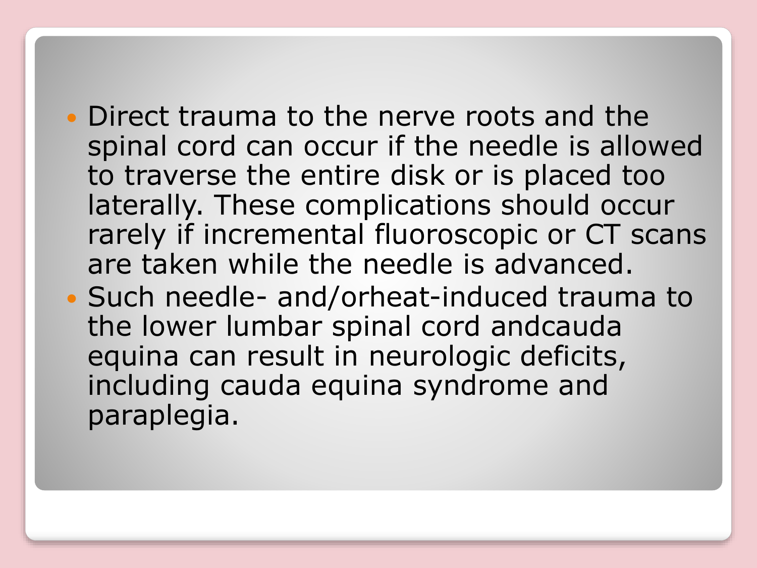- Direct trauma to the nerve roots and the spinal cord can occur if the needle is allowed to traverse the entire disk or is placed too laterally. These complications should occur rarely if incremental fluoroscopic or CT scans are taken while the needle is advanced.
- Such needle- and/orheat-induced trauma to the lower lumbar spinal cord andcauda equina can result in neurologic deficits, including cauda equina syndrome and paraplegia.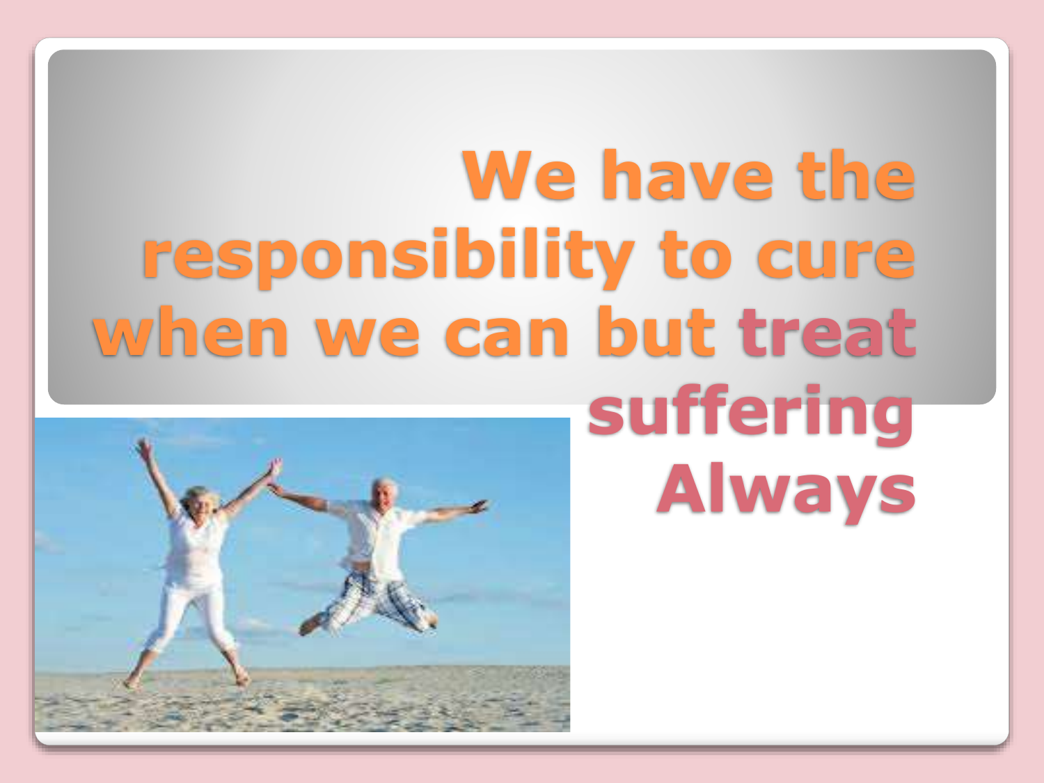# We have the responsibility to cure when we can but treat suffering Always